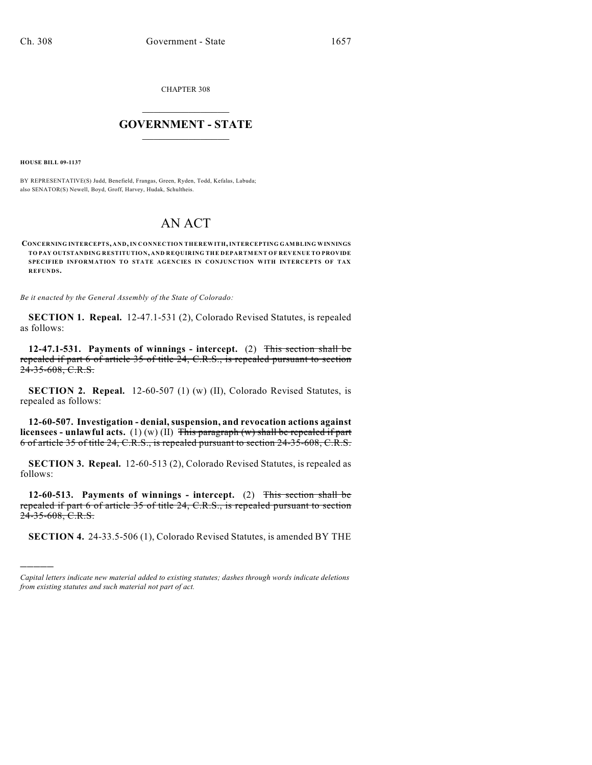CHAPTER 308

# GOVERNMENT - STATE

**HOUSE BILL 09-1137**

BY REPRESENTATIVE(S) Judd, Benefield, Frangas, Green, Ryden, Todd, Kefalas, Labuda;
also SENATOR(S) Newell, Boyd, Groff, Harvey, Hudak, Schultheis.

# AN ACT

**CONCERNING INTERCEPTS, AND, IN CONNECTION THEREWITH, INTERCEPTING GAMBLING WINNINGS TO PAY OUTSTANDING RESTITUTION, AND REQUIRING THE DEPARTMENT OF REVENUE TO PROVIDE SPECIFIED INFORMATION TO STATE AGENCIES IN CONJUNCTION WITH INTERCEPTS OF TAX REFUNDS.**

*Be it enacted by the General Assembly of the State of Colorado:*

**SECTION 1. Repeal.** 12-47.1-531 (2), Colorado Revised Statutes, is repealed as follows:

**12-47.1-531. Payments of winnings - intercept.** (2) ~~This section shall be repealed if part 6 of article 35 of title 24, C.R.S., is repealed pursuant to section 24-35-608, C.R.S.~~

**SECTION 2. Repeal.** 12-60-507 (1) (w) (II), Colorado Revised Statutes, is repealed as follows:

**12-60-507. Investigation - denial, suspension, and revocation actions against licensees - unlawful acts.** (1) (w) (II) ~~This paragraph (w) shall be repealed if part 6 of article 35 of title 24, C.R.S., is repealed pursuant to section 24-35-608, C.R.S.~~

**SECTION 3. Repeal.** 12-60-513 (2), Colorado Revised Statutes, is repealed as follows:

**12-60-513. Payments of winnings - intercept.** (2) ~~This section shall be repealed if part 6 of article 35 of title 24, C.R.S., is repealed pursuant to section 24-35-608, C.R.S.~~

**SECTION 4.** 24-33.5-506 (1), Colorado Revised Statutes, is amended BY THE

---

*Capital letters indicate new material added to existing statutes; dashes through words indicate deletions from existing statutes and such material not part of act.*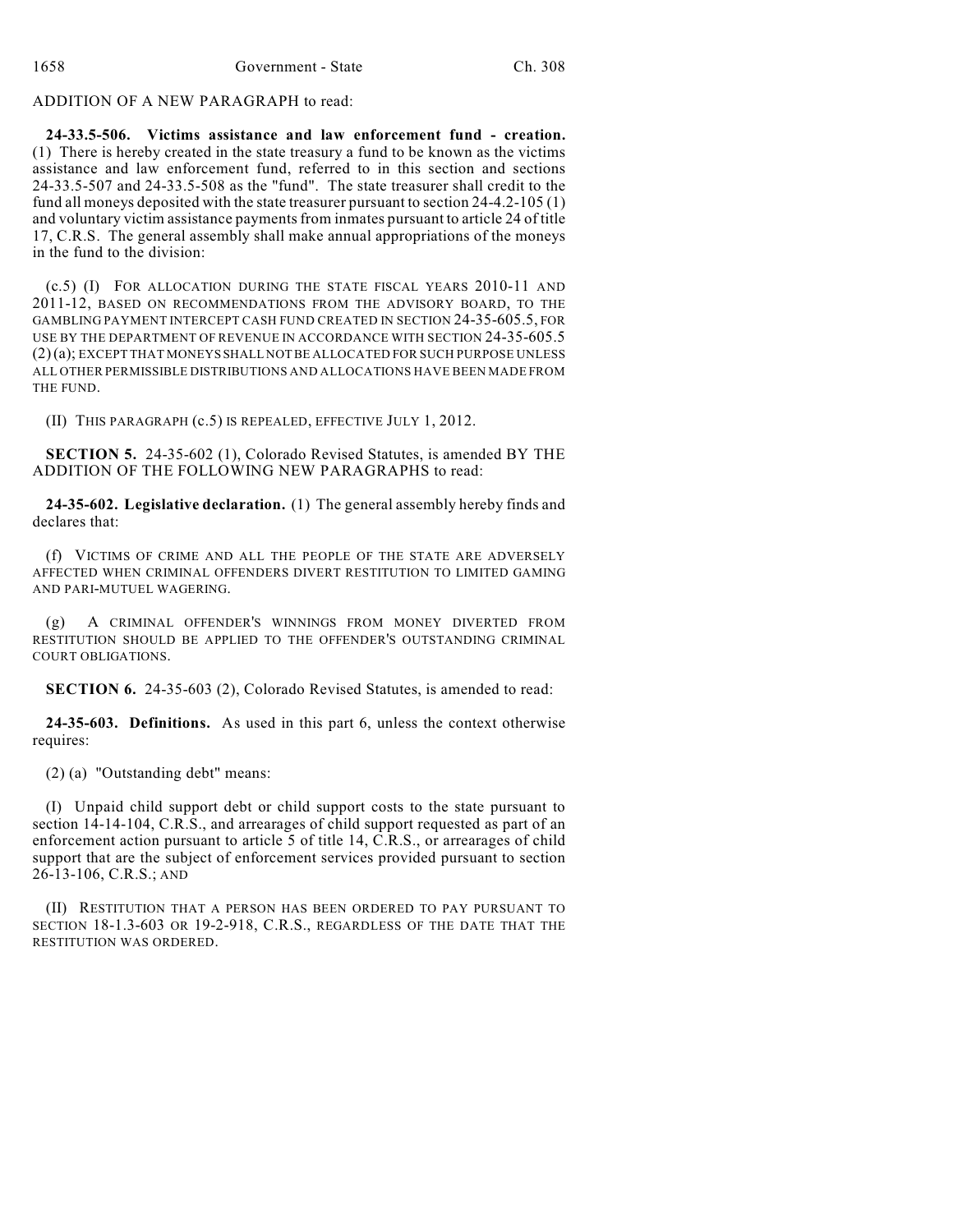ADDITION OF A NEW PARAGRAPH to read:

**24-33.5-506. Victims assistance and law enforcement fund - creation.** (1) There is hereby created in the state treasury a fund to be known as the victims assistance and law enforcement fund, referred to in this section and sections 24-33.5-507 and 24-33.5-508 as the "fund". The state treasurer shall credit to the fund all moneys deposited with the state treasurer pursuant to section 24-4.2-105 (1) and voluntary victim assistance payments from inmates pursuant to article 24 of title 17, C.R.S. The general assembly shall make annual appropriations of the moneys in the fund to the division:

(c.5) (I) FOR ALLOCATION DURING THE STATE FISCAL YEARS 2010-11 AND 2011-12, BASED ON RECOMMENDATIONS FROM THE ADVISORY BOARD, TO THE GAMBLING PAYMENT INTERCEPT CASH FUND CREATED IN SECTION 24-35-605.5, FOR USE BY THE DEPARTMENT OF REVENUE IN ACCORDANCE WITH SECTION 24-35-605.5 (2) (a); EXCEPT THAT MONEYS SHALL NOT BE ALLOCATED FOR SUCH PURPOSE UNLESS ALL OTHER PERMISSIBLE DISTRIBUTIONS AND ALLOCATIONS HAVE BEEN MADE FROM THE FUND.

(II) THIS PARAGRAPH (c.5) IS REPEALED, EFFECTIVE JULY 1, 2012.

**SECTION 5.** 24-35-602 (1), Colorado Revised Statutes, is amended BY THE ADDITION OF THE FOLLOWING NEW PARAGRAPHS to read:

**24-35-602. Legislative declaration.** (1) The general assembly hereby finds and declares that:

(f) VICTIMS OF CRIME AND ALL THE PEOPLE OF THE STATE ARE ADVERSELY AFFECTED WHEN CRIMINAL OFFENDERS DIVERT RESTITUTION TO LIMITED GAMING AND PARI-MUTUEL WAGERING.

(g) A CRIMINAL OFFENDER'S WINNINGS FROM MONEY DIVERTED FROM RESTITUTION SHOULD BE APPLIED TO THE OFFENDER'S OUTSTANDING CRIMINAL COURT OBLIGATIONS.

**SECTION 6.** 24-35-603 (2), Colorado Revised Statutes, is amended to read:

**24-35-603. Definitions.** As used in this part 6, unless the context otherwise requires:

(2) (a) "Outstanding debt" means:

(I) Unpaid child support debt or child support costs to the state pursuant to section 14-14-104, C.R.S., and arrearages of child support requested as part of an enforcement action pursuant to article 5 of title 14, C.R.S., or arrearages of child support that are the subject of enforcement services provided pursuant to section 26-13-106, C.R.S.; AND

(II) RESTITUTION THAT A PERSON HAS BEEN ORDERED TO PAY PURSUANT TO SECTION 18-1.3-603 OR 19-2-918, C.R.S., REGARDLESS OF THE DATE THAT THE RESTITUTION WAS ORDERED.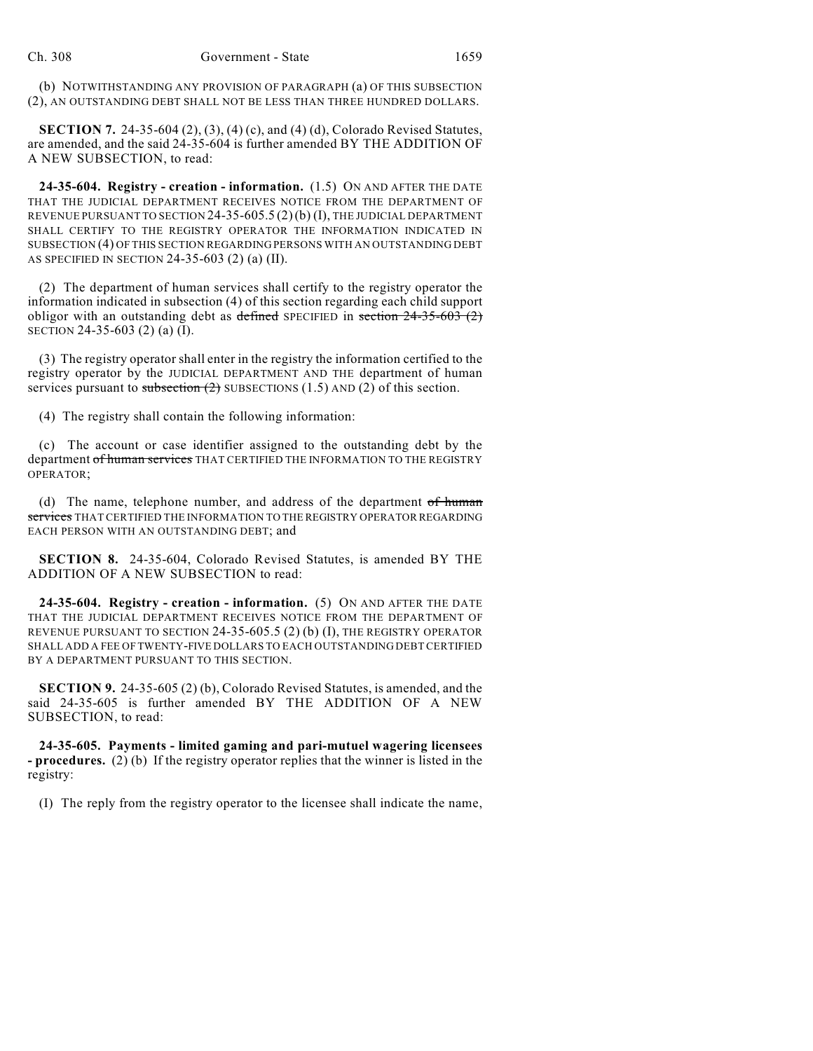(b) NOTWITHSTANDING ANY PROVISION OF PARAGRAPH (a) OF THIS SUBSECTION (2), AN OUTSTANDING DEBT SHALL NOT BE LESS THAN THREE HUNDRED DOLLARS.

**SECTION 7.** 24-35-604 (2), (3), (4) (c), and (4) (d), Colorado Revised Statutes, are amended, and the said 24-35-604 is further amended BY THE ADDITION OF A NEW SUBSECTION, to read:

**24-35-604. Registry - creation - information.** (1.5) ON AND AFTER THE DATE THAT THE JUDICIAL DEPARTMENT RECEIVES NOTICE FROM THE DEPARTMENT OF REVENUE PURSUANT TO SECTION 24-35-605.5 (2) (b) (I), THE JUDICIAL DEPARTMENT SHALL CERTIFY TO THE REGISTRY OPERATOR THE INFORMATION INDICATED IN SUBSECTION (4) OF THIS SECTION REGARDING PERSONS WITH AN OUTSTANDING DEBT AS SPECIFIED IN SECTION 24-35-603 (2) (a) (II).

(2) The department of human services shall certify to the registry operator the information indicated in subsection (4) of this section regarding each child support obligor with an outstanding debt as ~~defined~~ SPECIFIED in ~~section 24-35-603 (2)~~ SECTION 24-35-603 (2) (a) (I).

(3) The registry operator shall enter in the registry the information certified to the registry operator by the JUDICIAL DEPARTMENT AND THE department of human services pursuant to ~~subsection (2)~~ SUBSECTIONS (1.5) AND (2) of this section.

(4) The registry shall contain the following information:

(c) The account or case identifier assigned to the outstanding debt by the department ~~of human services~~ THAT CERTIFIED THE INFORMATION TO THE REGISTRY OPERATOR;

(d) The name, telephone number, and address of the department ~~of human services~~ THAT CERTIFIED THE INFORMATION TO THE REGISTRY OPERATOR REGARDING EACH PERSON WITH AN OUTSTANDING DEBT; and

**SECTION 8.** 24-35-604, Colorado Revised Statutes, is amended BY THE ADDITION OF A NEW SUBSECTION to read:

**24-35-604. Registry - creation - information.** (5) ON AND AFTER THE DATE THAT THE JUDICIAL DEPARTMENT RECEIVES NOTICE FROM THE DEPARTMENT OF REVENUE PURSUANT TO SECTION 24-35-605.5 (2) (b) (I), THE REGISTRY OPERATOR SHALL ADD A FEE OF TWENTY-FIVE DOLLARS TO EACH OUTSTANDING DEBT CERTIFIED BY A DEPARTMENT PURSUANT TO THIS SECTION.

**SECTION 9.** 24-35-605 (2) (b), Colorado Revised Statutes, is amended, and the said 24-35-605 is further amended BY THE ADDITION OF A NEW SUBSECTION, to read:

**24-35-605. Payments - limited gaming and pari-mutuel wagering licensees - procedures.** (2) (b) If the registry operator replies that the winner is listed in the registry:

(I) The reply from the registry operator to the licensee shall indicate the name,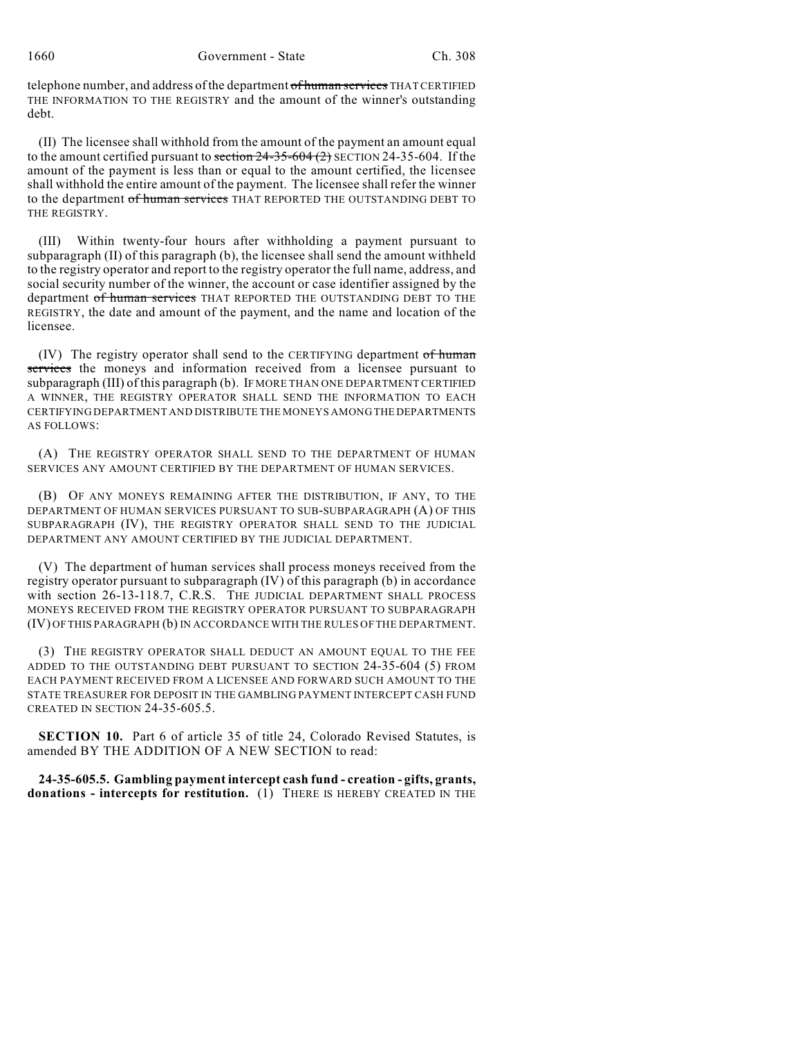telephone number, and address of the department ~~of human services~~ THAT CERTIFIED THE INFORMATION TO THE REGISTRY and the amount of the winner's outstanding debt.

(II) The licensee shall withhold from the amount of the payment an amount equal to the amount certified pursuant to ~~section 24-35-604 (2)~~ SECTION 24-35-604. If the amount of the payment is less than or equal to the amount certified, the licensee shall withhold the entire amount of the payment. The licensee shall refer the winner to the department ~~of human services~~ THAT REPORTED THE OUTSTANDING DEBT TO THE REGISTRY.

(III) Within twenty-four hours after withholding a payment pursuant to subparagraph (II) of this paragraph (b), the licensee shall send the amount withheld to the registry operator and report to the registry operator the full name, address, and social security number of the winner, the account or case identifier assigned by the department ~~of human services~~ THAT REPORTED THE OUTSTANDING DEBT TO THE REGISTRY, the date and amount of the payment, and the name and location of the licensee.

(IV) The registry operator shall send to the CERTIFYING department ~~of human services~~ the moneys and information received from a licensee pursuant to subparagraph (III) of this paragraph (b). IF MORE THAN ONE DEPARTMENT CERTIFIED A WINNER, THE REGISTRY OPERATOR SHALL SEND THE INFORMATION TO EACH CERTIFYING DEPARTMENT AND DISTRIBUTE THE MONEYS AMONG THE DEPARTMENTS AS FOLLOWS:

(A) THE REGISTRY OPERATOR SHALL SEND TO THE DEPARTMENT OF HUMAN SERVICES ANY AMOUNT CERTIFIED BY THE DEPARTMENT OF HUMAN SERVICES.

(B) OF ANY MONEYS REMAINING AFTER THE DISTRIBUTION, IF ANY, TO THE DEPARTMENT OF HUMAN SERVICES PURSUANT TO SUB-SUBPARAGRAPH (A) OF THIS SUBPARAGRAPH (IV), THE REGISTRY OPERATOR SHALL SEND TO THE JUDICIAL DEPARTMENT ANY AMOUNT CERTIFIED BY THE JUDICIAL DEPARTMENT.

(V) The department of human services shall process moneys received from the registry operator pursuant to subparagraph (IV) of this paragraph (b) in accordance with section 26-13-118.7, C.R.S. THE JUDICIAL DEPARTMENT SHALL PROCESS MONEYS RECEIVED FROM THE REGISTRY OPERATOR PURSUANT TO SUBPARAGRAPH (IV) OF THIS PARAGRAPH (b) IN ACCORDANCE WITH THE RULES OF THE DEPARTMENT.

(3) THE REGISTRY OPERATOR SHALL DEDUCT AN AMOUNT EQUAL TO THE FEE ADDED TO THE OUTSTANDING DEBT PURSUANT TO SECTION 24-35-604 (5) FROM EACH PAYMENT RECEIVED FROM A LICENSEE AND FORWARD SUCH AMOUNT TO THE STATE TREASURER FOR DEPOSIT IN THE GAMBLING PAYMENT INTERCEPT CASH FUND CREATED IN SECTION 24-35-605.5.

**SECTION 10.** Part 6 of article 35 of title 24, Colorado Revised Statutes, is amended BY THE ADDITION OF A NEW SECTION to read:

**24-35-605.5. Gambling payment intercept cash fund - creation - gifts, grants, donations - intercepts for restitution.** (1) THERE IS HEREBY CREATED IN THE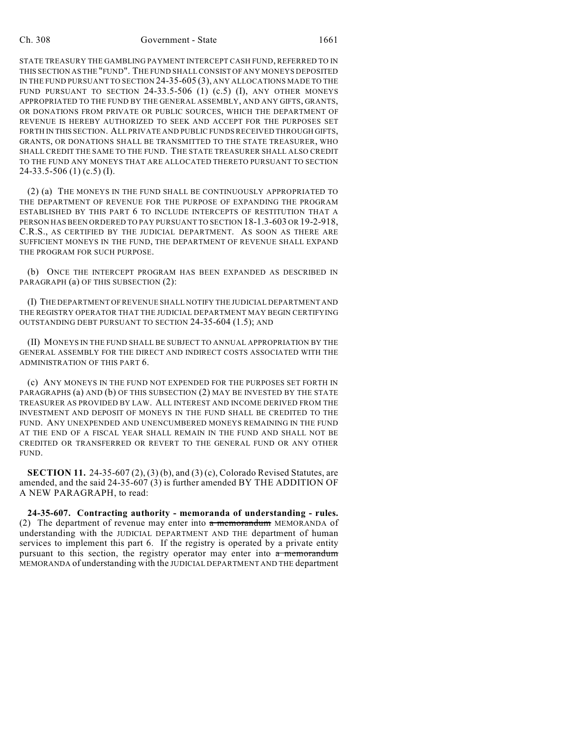STATE TREASURY THE GAMBLING PAYMENT INTERCEPT CASH FUND, REFERRED TO IN THIS SECTION AS THE "FUND". THE FUND SHALL CONSIST OF ANY MONEYS DEPOSITED IN THE FUND PURSUANT TO SECTION 24-35-605 (3), ANY ALLOCATIONS MADE TO THE FUND PURSUANT TO SECTION 24-33.5-506 (1) (c.5) (I), ANY OTHER MONEYS APPROPRIATED TO THE FUND BY THE GENERAL ASSEMBLY, AND ANY GIFTS, GRANTS, OR DONATIONS FROM PRIVATE OR PUBLIC SOURCES, WHICH THE DEPARTMENT OF REVENUE IS HEREBY AUTHORIZED TO SEEK AND ACCEPT FOR THE PURPOSES SET FORTH IN THIS SECTION. ALL PRIVATE AND PUBLIC FUNDS RECEIVED THROUGH GIFTS, GRANTS, OR DONATIONS SHALL BE TRANSMITTED TO THE STATE TREASURER, WHO SHALL CREDIT THE SAME TO THE FUND. THE STATE TREASURER SHALL ALSO CREDIT TO THE FUND ANY MONEYS THAT ARE ALLOCATED THERETO PURSUANT TO SECTION 24-33.5-506 (1) (c.5) (I).

(2) (a) THE MONEYS IN THE FUND SHALL BE CONTINUOUSLY APPROPRIATED TO THE DEPARTMENT OF REVENUE FOR THE PURPOSE OF EXPANDING THE PROGRAM ESTABLISHED BY THIS PART 6 TO INCLUDE INTERCEPTS OF RESTITUTION THAT A PERSON HAS BEEN ORDERED TO PAY PURSUANT TO SECTION 18-1.3-603 OR 19-2-918, C.R.S., AS CERTIFIED BY THE JUDICIAL DEPARTMENT. AS SOON AS THERE ARE SUFFICIENT MONEYS IN THE FUND, THE DEPARTMENT OF REVENUE SHALL EXPAND THE PROGRAM FOR SUCH PURPOSE.

(b) ONCE THE INTERCEPT PROGRAM HAS BEEN EXPANDED AS DESCRIBED IN PARAGRAPH (a) OF THIS SUBSECTION (2):

(I) THE DEPARTMENT OF REVENUE SHALL NOTIFY THE JUDICIAL DEPARTMENT AND THE REGISTRY OPERATOR THAT THE JUDICIAL DEPARTMENT MAY BEGIN CERTIFYING OUTSTANDING DEBT PURSUANT TO SECTION 24-35-604 (1.5); AND

(II) MONEYS IN THE FUND SHALL BE SUBJECT TO ANNUAL APPROPRIATION BY THE GENERAL ASSEMBLY FOR THE DIRECT AND INDIRECT COSTS ASSOCIATED WITH THE ADMINISTRATION OF THIS PART 6.

(c) ANY MONEYS IN THE FUND NOT EXPENDED FOR THE PURPOSES SET FORTH IN PARAGRAPHS (a) AND (b) OF THIS SUBSECTION (2) MAY BE INVESTED BY THE STATE TREASURER AS PROVIDED BY LAW. ALL INTEREST AND INCOME DERIVED FROM THE INVESTMENT AND DEPOSIT OF MONEYS IN THE FUND SHALL BE CREDITED TO THE FUND. ANY UNEXPENDED AND UNENCUMBERED MONEYS REMAINING IN THE FUND AT THE END OF A FISCAL YEAR SHALL REMAIN IN THE FUND AND SHALL NOT BE CREDITED OR TRANSFERRED OR REVERT TO THE GENERAL FUND OR ANY OTHER FUND.

**SECTION 11.** 24-35-607 (2), (3) (b), and (3) (c), Colorado Revised Statutes, are amended, and the said 24-35-607 (3) is further amended BY THE ADDITION OF A NEW PARAGRAPH, to read:

**24-35-607. Contracting authority - memoranda of understanding - rules.** (2) The department of revenue may enter into ~~a memorandum~~ MEMORANDA of understanding with the JUDICIAL DEPARTMENT AND THE department of human services to implement this part 6. If the registry is operated by a private entity pursuant to this section, the registry operator may enter into ~~a memorandum~~ MEMORANDA of understanding with the JUDICIAL DEPARTMENT AND THE department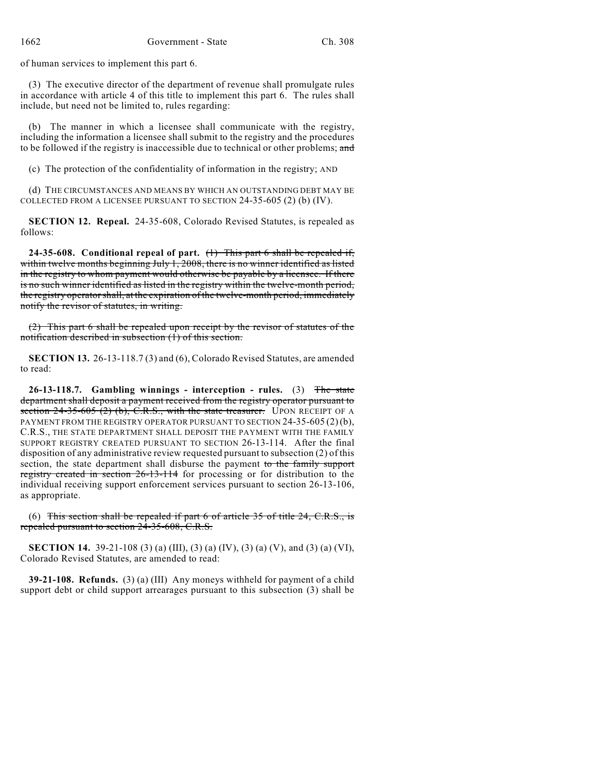of human services to implement this part 6.

(3) The executive director of the department of revenue shall promulgate rules in accordance with article 4 of this title to implement this part 6. The rules shall include, but need not be limited to, rules regarding:

(b) The manner in which a licensee shall communicate with the registry, including the information a licensee shall submit to the registry and the procedures to be followed if the registry is inaccessible due to technical or other problems; ~~and~~

(c) The protection of the confidentiality of information in the registry; AND

(d) THE CIRCUMSTANCES AND MEANS BY WHICH AN OUTSTANDING DEBT MAY BE COLLECTED FROM A LICENSEE PURSUANT TO SECTION 24-35-605 (2) (b) (IV).

**SECTION 12. Repeal.** 24-35-608, Colorado Revised Statutes, is repealed as follows:

**24-35-608. Conditional repeal of part.** ~~(1) This part 6 shall be repealed if, within twelve months beginning July 1, 2008, there is no winner identified as listed in the registry to whom payment would otherwise be payable by a licensee. If there is no such winner identified as listed in the registry within the twelve-month period, the registry operator shall, at the expiration of the twelve-month period, immediately notify the revisor of statutes, in writing.~~

~~(2) This part 6 shall be repealed upon receipt by the revisor of statutes of the notification described in subsection (1) of this section.~~

**SECTION 13.** 26-13-118.7 (3) and (6), Colorado Revised Statutes, are amended to read:

**26-13-118.7. Gambling winnings - interception - rules.** (3) ~~The state department shall deposit a payment received from the registry operator pursuant to section 24-35-605 (2) (b), C.R.S., with the state treasurer.~~ UPON RECEIPT OF A PAYMENT FROM THE REGISTRY OPERATOR PURSUANT TO SECTION 24-35-605 (2) (b), C.R.S., THE STATE DEPARTMENT SHALL DEPOSIT THE PAYMENT WITH THE FAMILY SUPPORT REGISTRY CREATED PURSUANT TO SECTION 26-13-114. After the final disposition of any administrative review requested pursuant to subsection (2) of this section, the state department shall disburse the payment ~~to the family support registry created in section 26-13-114~~ for processing or for distribution to the individual receiving support enforcement services pursuant to section 26-13-106, as appropriate.

(6) ~~This section shall be repealed if part 6 of article 35 of title 24, C.R.S., is repealed pursuant to section 24-35-608, C.R.S.~~

**SECTION 14.** 39-21-108 (3) (a) (III), (3) (a) (IV), (3) (a) (V), and (3) (a) (VI), Colorado Revised Statutes, are amended to read:

**39-21-108. Refunds.** (3) (a) (III) Any moneys withheld for payment of a child support debt or child support arrearages pursuant to this subsection (3) shall be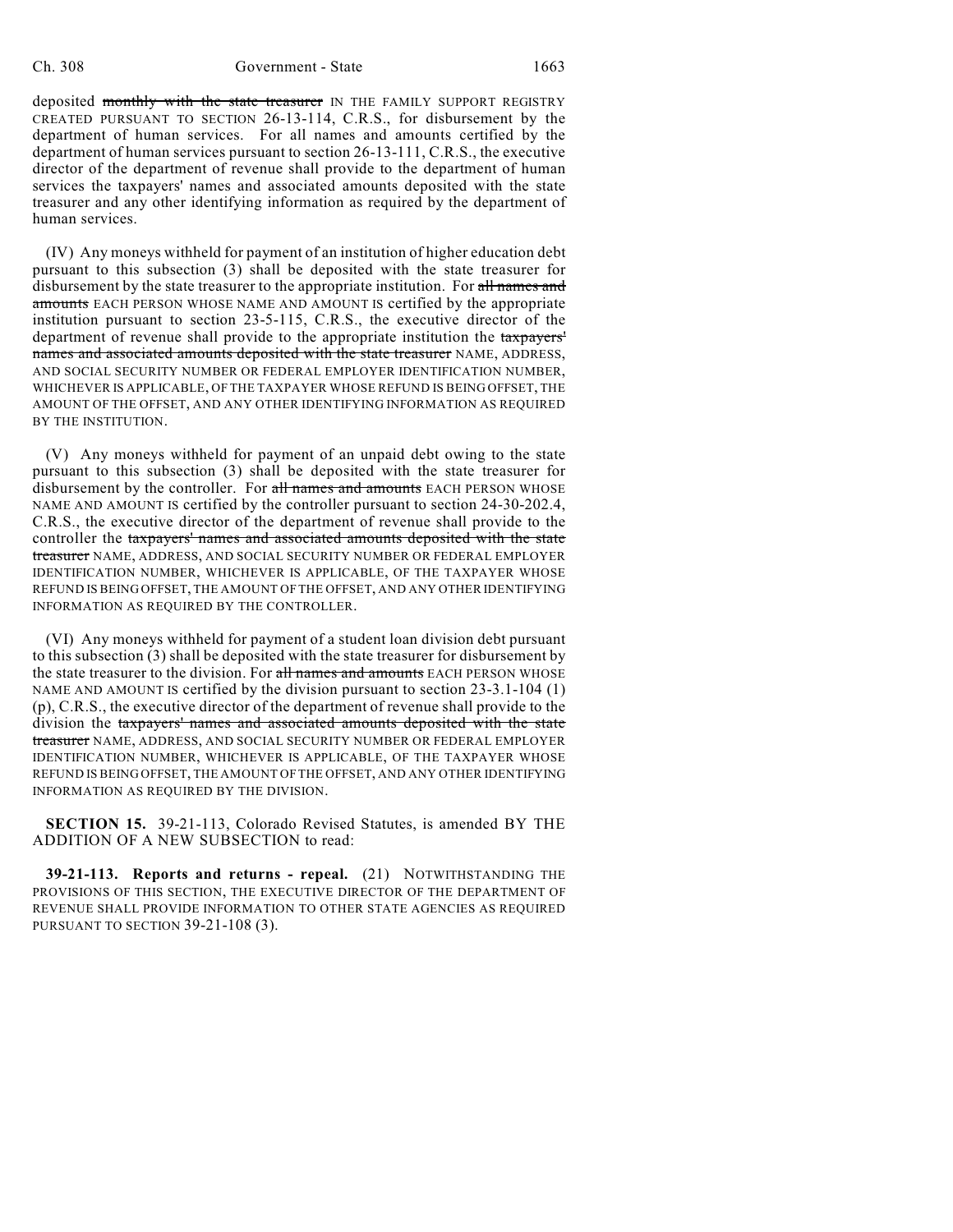deposited ~~monthly with the state treasurer~~ IN THE FAMILY SUPPORT REGISTRY CREATED PURSUANT TO SECTION 26-13-114, C.R.S., for disbursement by the department of human services. For all names and amounts certified by the department of human services pursuant to section 26-13-111, C.R.S., the executive director of the department of revenue shall provide to the department of human services the taxpayers' names and associated amounts deposited with the state treasurer and any other identifying information as required by the department of human services.

(IV) Any moneys withheld for payment of an institution of higher education debt pursuant to this subsection (3) shall be deposited with the state treasurer for disbursement by the state treasurer to the appropriate institution. For ~~all names and amounts~~ EACH PERSON WHOSE NAME AND AMOUNT IS certified by the appropriate institution pursuant to section 23-5-115, C.R.S., the executive director of the department of revenue shall provide to the appropriate institution the ~~taxpayers' names and associated amounts deposited with the state treasurer~~ NAME, ADDRESS, AND SOCIAL SECURITY NUMBER OR FEDERAL EMPLOYER IDENTIFICATION NUMBER, WHICHEVER IS APPLICABLE, OF THE TAXPAYER WHOSE REFUND IS BEING OFFSET, THE AMOUNT OF THE OFFSET, AND ANY OTHER IDENTIFYING INFORMATION AS REQUIRED BY THE INSTITUTION.

(V) Any moneys withheld for payment of an unpaid debt owing to the state pursuant to this subsection (3) shall be deposited with the state treasurer for disbursement by the controller. For ~~all names and amounts~~ EACH PERSON WHOSE NAME AND AMOUNT IS certified by the controller pursuant to section 24-30-202.4, C.R.S., the executive director of the department of revenue shall provide to the controller the ~~taxpayers' names and associated amounts deposited with the state treasurer~~ NAME, ADDRESS, AND SOCIAL SECURITY NUMBER OR FEDERAL EMPLOYER IDENTIFICATION NUMBER, WHICHEVER IS APPLICABLE, OF THE TAXPAYER WHOSE REFUND IS BEING OFFSET, THE AMOUNT OF THE OFFSET, AND ANY OTHER IDENTIFYING INFORMATION AS REQUIRED BY THE CONTROLLER.

(VI) Any moneys withheld for payment of a student loan division debt pursuant to this subsection (3) shall be deposited with the state treasurer for disbursement by the state treasurer to the division. For ~~all names and amounts~~ EACH PERSON WHOSE NAME AND AMOUNT IS certified by the division pursuant to section 23-3.1-104 (1) (p), C.R.S., the executive director of the department of revenue shall provide to the division the ~~taxpayers' names and associated amounts deposited with the state treasurer~~ NAME, ADDRESS, AND SOCIAL SECURITY NUMBER OR FEDERAL EMPLOYER IDENTIFICATION NUMBER, WHICHEVER IS APPLICABLE, OF THE TAXPAYER WHOSE REFUND IS BEING OFFSET, THE AMOUNT OF THE OFFSET, AND ANY OTHER IDENTIFYING INFORMATION AS REQUIRED BY THE DIVISION.

**SECTION 15.** 39-21-113, Colorado Revised Statutes, is amended BY THE ADDITION OF A NEW SUBSECTION to read:

**39-21-113. Reports and returns - repeal.** (21) NOTWITHSTANDING THE PROVISIONS OF THIS SECTION, THE EXECUTIVE DIRECTOR OF THE DEPARTMENT OF REVENUE SHALL PROVIDE INFORMATION TO OTHER STATE AGENCIES AS REQUIRED PURSUANT TO SECTION 39-21-108 (3).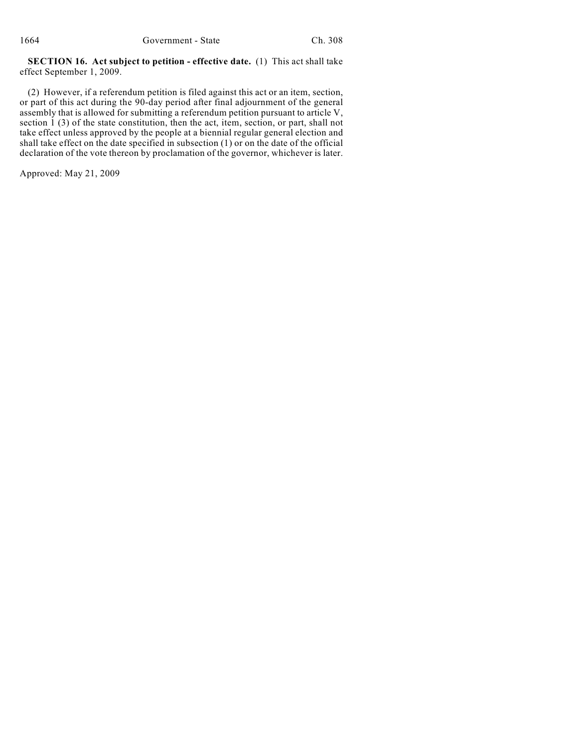**SECTION 16. Act subject to petition - effective date.** (1) This act shall take effect September 1, 2009.

(2) However, if a referendum petition is filed against this act or an item, section, or part of this act during the 90-day period after final adjournment of the general assembly that is allowed for submitting a referendum petition pursuant to article V, section 1 (3) of the state constitution, then the act, item, section, or part, shall not take effect unless approved by the people at a biennial regular general election and shall take effect on the date specified in subsection (1) or on the date of the official declaration of the vote thereon by proclamation of the governor, whichever is later.

Approved: May 21, 2009